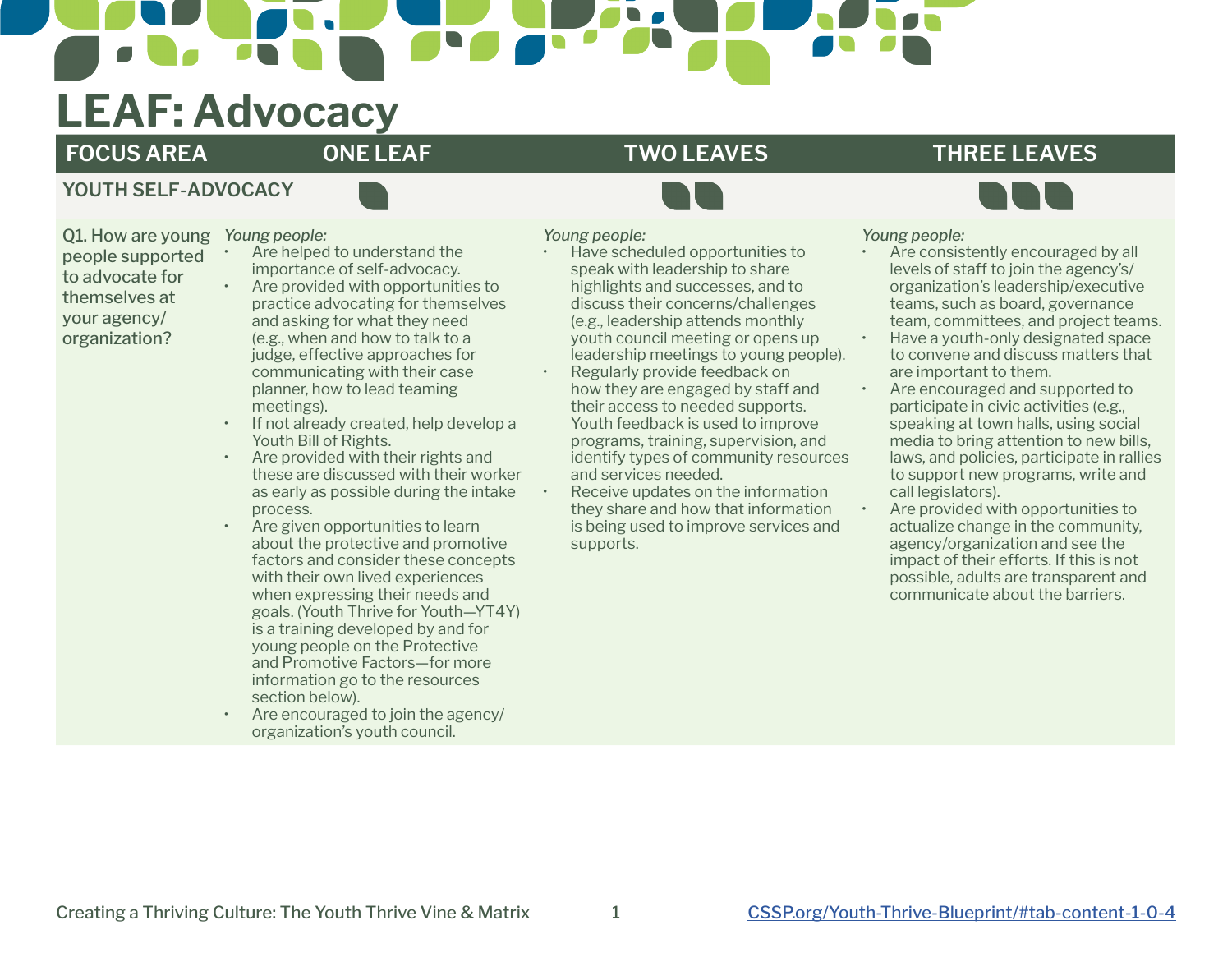# LEAF: Advocacy

| FOCUS AREA | ONE LEAF | TWO LEAVES | THREE LEAVES |
|---|---|---|---|
| **YOUTH SELF-ADVOCACY** | | | |
| Q1. How are young people supported to advocate for themselves at your agency/ organization? | *Young people:*<br>• Are helped to understand the importance of self-advocacy.<br>• Are provided with opportunities to practice advocating for themselves and asking for what they need (e.g., when and how to talk to a judge, effective approaches for communicating with their case planner, how to lead teaming meetings).<br>• If not already created, help develop a Youth Bill of Rights.<br>• Are provided with their rights and these are discussed with their worker as early as possible during the intake process.<br>• Are given opportunities to learn about the protective and promotive factors and consider these concepts with their own lived experiences when expressing their needs and goals. (Youth Thrive for Youth—YT4Y) is a training developed by and for young people on the Protective and Promotive Factors—for more information go to the resources section below).<br>• Are encouraged to join the agency/ organization's youth council. | *Young people:*<br>• Have scheduled opportunities to speak with leadership to share highlights and successes, and to discuss their concerns/challenges (e.g., leadership attends monthly youth council meeting or opens up leadership meetings to young people).<br>• Regularly provide feedback on how they are engaged by staff and their access to needed supports. Youth feedback is used to improve programs, training, supervision, and identify types of community resources and services needed.<br>• Receive updates on the information they share and how that information is being used to improve services and supports. | *Young people:*<br>• Are consistently encouraged by all levels of staff to join the agency's/ organization's leadership/executive teams, such as board, governance team, committees, and project teams.<br>• Have a youth-only designated space to convene and discuss matters that are important to them.<br>• Are encouraged and supported to participate in civic activities (e.g., speaking at town halls, using social media to bring attention to new bills, laws, and policies, participate in rallies to support new programs, write and call legislators).<br>• Are provided with opportunities to actualize change in the community, agency/organization and see the impact of their efforts. If this is not possible, adults are transparent and communicate about the barriers. |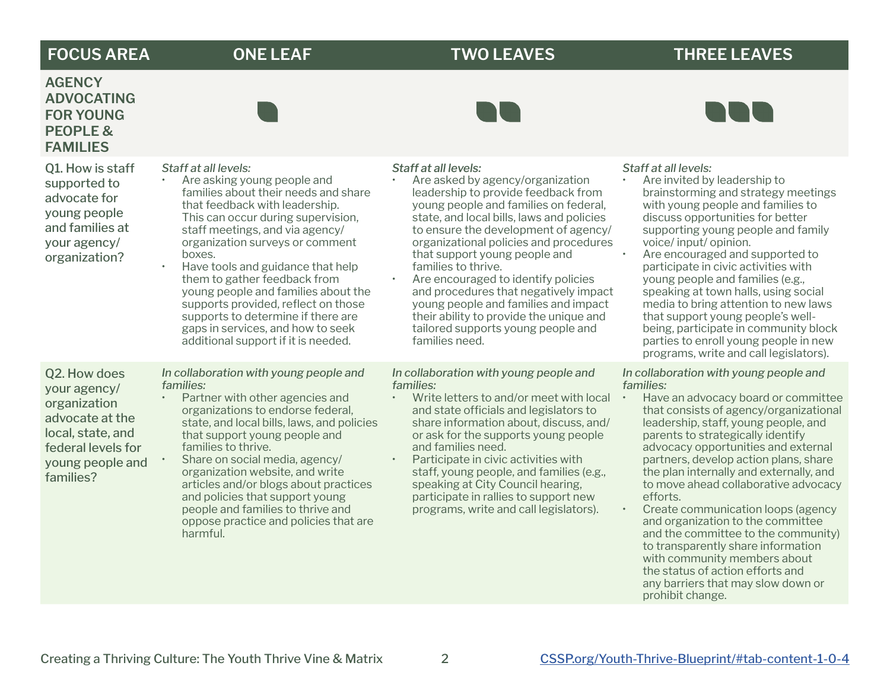| FOCUS AREA | ONE LEAF | TWO LEAVES | THREE LEAVES |
|---|---|---|---|
| **AGENCY ADVOCATING FOR YOUNG PEOPLE & FAMILIES** | | | |
| Q1. How is staff supported to advocate for young people and families at your agency/ organization? | *Staff at all levels:*<br>• Are asking young people and families about their needs and share that feedback with leadership. This can occur during supervision, staff meetings, and via agency/ organization surveys or comment boxes.<br>• Have tools and guidance that help them to gather feedback from young people and families about the supports provided, reflect on those supports to determine if there are gaps in services, and how to seek additional support if it is needed. | *Staff at all levels:*<br>• Are asked by agency/organization leadership to provide feedback from young people and families on federal, state, and local bills, laws and policies to ensure the development of agency/ organizational policies and procedures that support young people and families to thrive.<br>• Are encouraged to identify policies and procedures that negatively impact young people and families and impact their ability to provide the unique and tailored supports young people and families need. | *Staff at all levels:*<br>• Are invited by leadership to brainstorming and strategy meetings with young people and families to discuss opportunities for better supporting young people and family voice/ input/ opinion.<br>• Are encouraged and supported to participate in civic activities with young people and families (e.g., speaking at town halls, using social media to bring attention to new laws that support young people's well-being, participate in community block parties to enroll young people in new programs, write and call legislators). |
| Q2. How does your agency/ organization advocate at the local, state, and federal levels for young people and families? | *In collaboration with young people and families:*<br>• Partner with other agencies and organizations to endorse federal, state, and local bills, laws, and policies that support young people and families to thrive.<br>• Share on social media, agency/ organization website, and write articles and/or blogs about practices and policies that support young people and families to thrive and oppose practice and policies that are harmful. | *In collaboration with young people and families:*<br>• Write letters to and/or meet with local and state officials and legislators to share information about, discuss, and/ or ask for the supports young people and families need.<br>• Participate in civic activities with staff, young people, and families (e.g., speaking at City Council hearing, participate in rallies to support new programs, write and call legislators). | *In collaboration with young people and families:*<br>• Have an advocacy board or committee that consists of agency/organizational leadership, staff, young people, and parents to strategically identify advocacy opportunities and external partners, develop action plans, share the plan internally and externally, and to move ahead collaborative advocacy efforts.<br>• Create communication loops (agency and organization to the committee and the committee to the community) to transparently share information with community members about the status of action efforts and any barriers that may slow down or prohibit change. |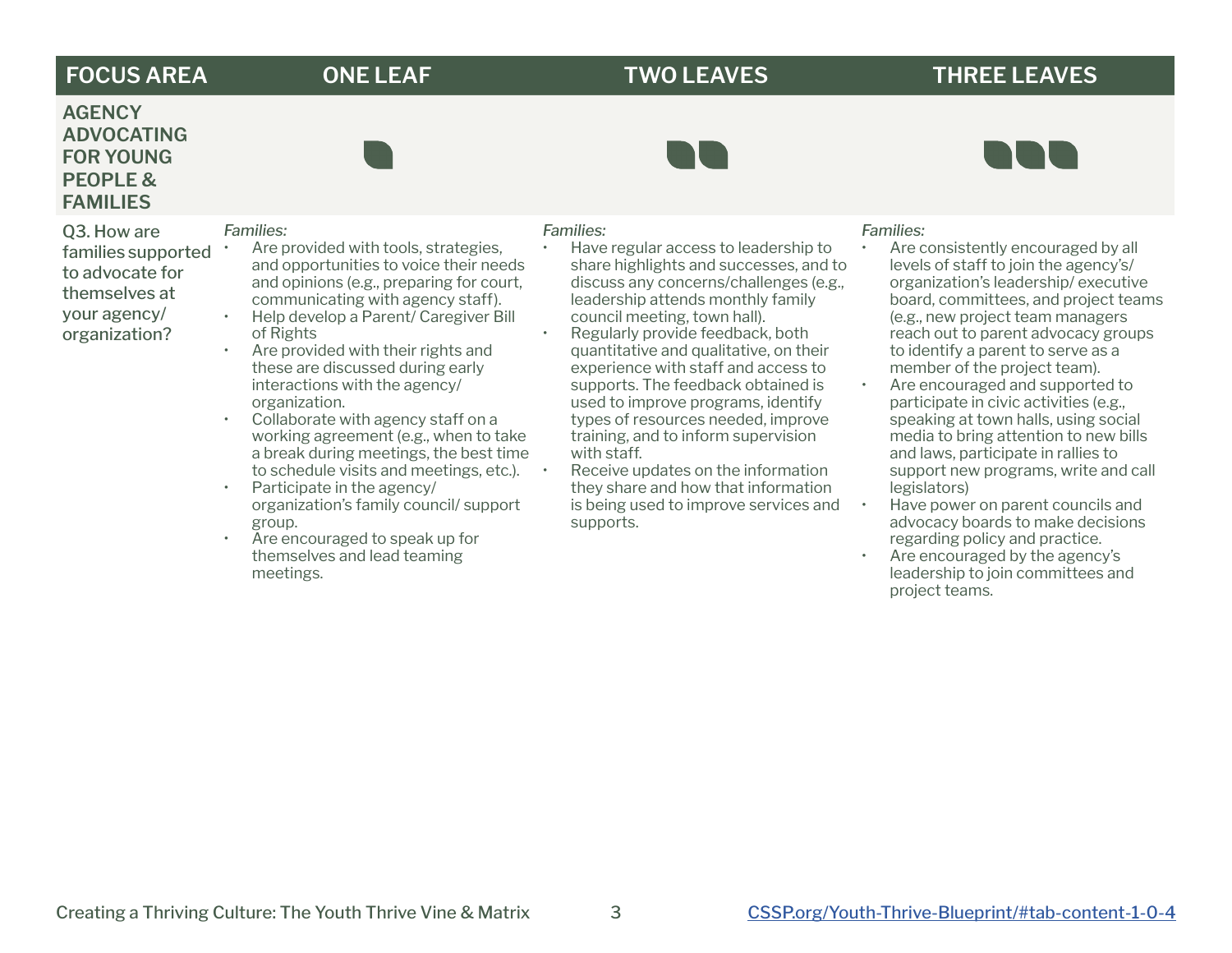| FOCUS AREA | ONE LEAF | TWO LEAVES | THREE LEAVES |
|---|---|---|---|
| **AGENCY ADVOCATING FOR YOUNG PEOPLE & FAMILIES** | | | |
| Q3. How are families supported to advocate for themselves at your agency/ organization? | *Families:*<br>• Are provided with tools, strategies, and opportunities to voice their needs and opinions (e.g., preparing for court, communicating with agency staff).<br>• Help develop a Parent/ Caregiver Bill of Rights<br>• Are provided with their rights and these are discussed during early interactions with the agency/ organization.<br>• Collaborate with agency staff on a working agreement (e.g., when to take a break during meetings, the best time to schedule visits and meetings, etc.).<br>• Participate in the agency/ organization's family council/ support group.<br>• Are encouraged to speak up for themselves and lead teaming meetings. | *Families:*<br>• Have regular access to leadership to share highlights and successes, and to discuss any concerns/challenges (e.g., leadership attends monthly family council meeting, town hall).<br>• Regularly provide feedback, both quantitative and qualitative, on their experience with staff and access to supports. The feedback obtained is used to improve programs, identify types of resources needed, improve training, and to inform supervision with staff.<br>• Receive updates on the information they share and how that information is being used to improve services and supports. | *Families:*<br>• Are consistently encouraged by all levels of staff to join the agency's/ organization's leadership/ executive board, committees, and project teams (e.g., new project team managers reach out to parent advocacy groups to identify a parent to serve as a member of the project team).<br>• Are encouraged and supported to participate in civic activities (e.g., speaking at town halls, using social media to bring attention to new bills and laws, participate in rallies to support new programs, write and call legislators)<br>• Have power on parent councils and advocacy boards to make decisions regarding policy and practice.<br>• Are encouraged by the agency's leadership to join committees and project teams. |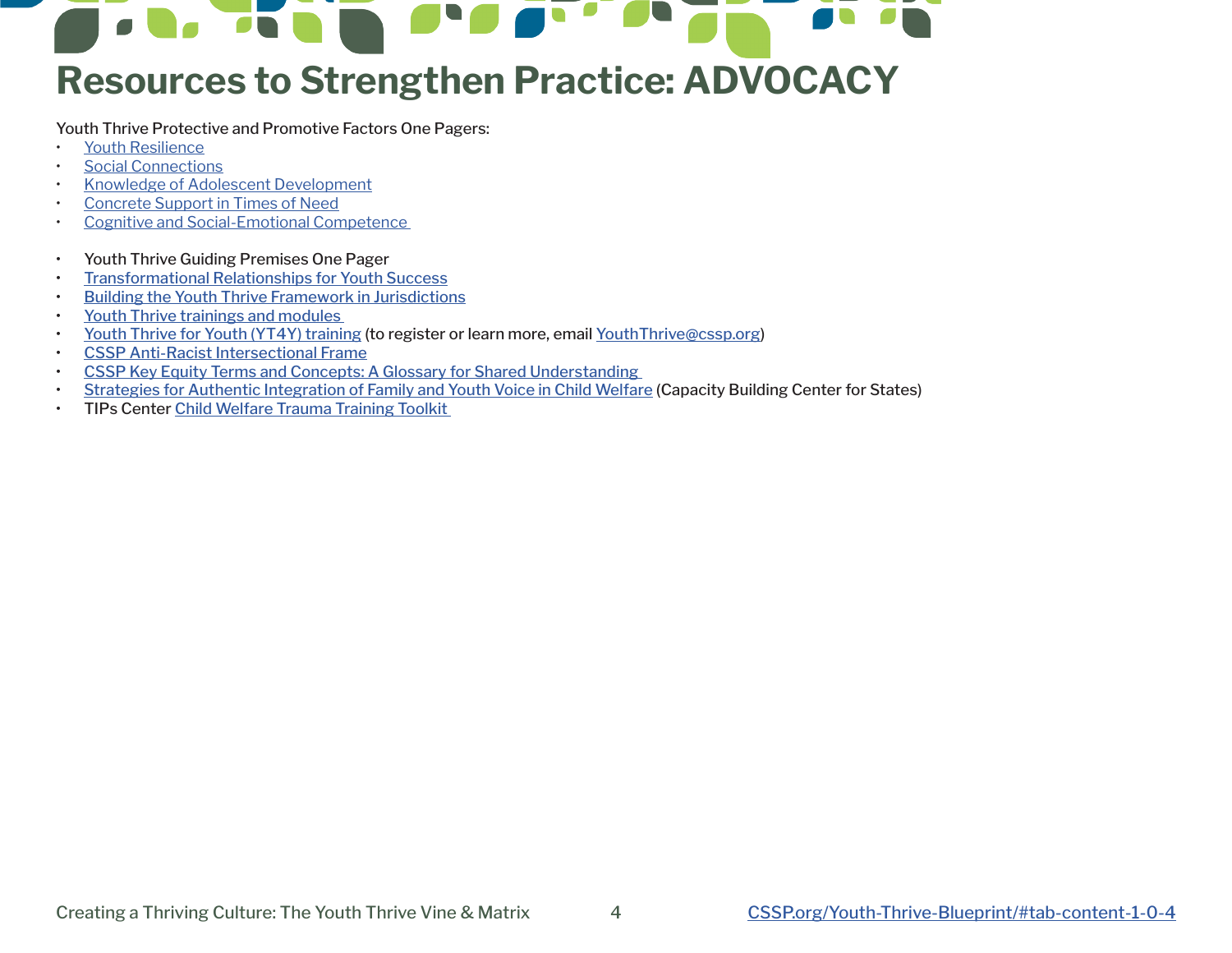# Resources to Strengthen Practice: ADVOCACY

Youth Thrive Protective and Promotive Factors One Pagers:

- Youth Resilience
- Social Connections
- Knowledge of Adolescent Development
- Concrete Support in Times of Need
- Cognitive and Social-Emotional Competence

- Youth Thrive Guiding Premises One Pager
- Transformational Relationships for Youth Success
- Building the Youth Thrive Framework in Jurisdictions
- Youth Thrive trainings and modules
- Youth Thrive for Youth (YT4Y) training (to register or learn more, email YouthThrive@cssp.org)
- CSSP Anti-Racist Intersectional Frame
- CSSP Key Equity Terms and Concepts: A Glossary for Shared Understanding
- Strategies for Authentic Integration of Family and Youth Voice in Child Welfare (Capacity Building Center for States)
- TIPs Center Child Welfare Trauma Training Toolkit